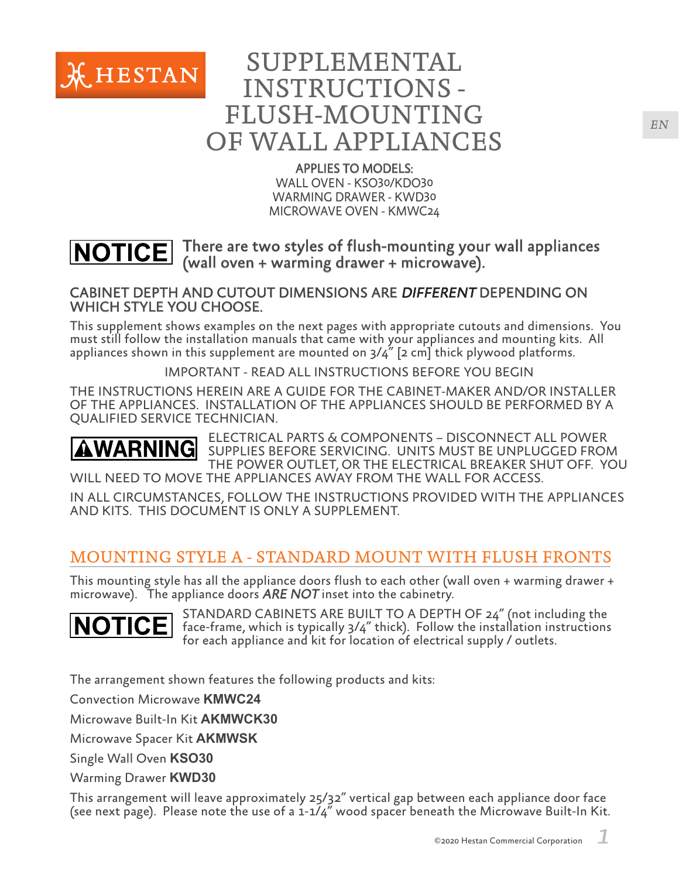HESTAN

# SUPPLEMENTAL INSTRUCTIONS - FLUSH-MOUNTING OF WALL APPLIANCES

APPLIES TO MODELS:
WALL OVEN - KSO30/KDO30
WARMING DRAWER - KWD30
MICROWAVE OVEN - KMWC24

EN

**NOTICE** There are two styles of flush-mounting your wall appliances (wall oven + warming drawer + microwave).

CABINET DEPTH AND CUTOUT DIMENSIONS ARE *DIFFERENT* DEPENDING ON WHICH STYLE YOU CHOOSE.

This supplement shows examples on the next pages with appropriate cutouts and dimensions. You must still follow the installation manuals that came with your appliances and mounting kits. All appliances shown in this supplement are mounted on 3/4" [2 cm] thick plywood platforms.

IMPORTANT - READ ALL INSTRUCTIONS BEFORE YOU BEGIN

THE INSTRUCTIONS HEREIN ARE A GUIDE FOR THE CABINET-MAKER AND/OR INSTALLER OF THE APPLIANCES. INSTALLATION OF THE APPLIANCES SHOULD BE PERFORMED BY A QUALIFIED SERVICE TECHNICIAN.

**⚠WARNING** ELECTRICAL PARTS & COMPONENTS – DISCONNECT ALL POWER SUPPLIES BEFORE SERVICING. UNITS MUST BE UNPLUGGED FROM THE POWER OUTLET, OR THE ELECTRICAL BREAKER SHUT OFF. YOU WILL NEED TO MOVE THE APPLIANCES AWAY FROM THE WALL FOR ACCESS.

IN ALL CIRCUMSTANCES, FOLLOW THE INSTRUCTIONS PROVIDED WITH THE APPLIANCES AND KITS. THIS DOCUMENT IS ONLY A SUPPLEMENT.

## MOUNTING STYLE A - STANDARD MOUNT WITH FLUSH FRONTS

This mounting style has all the appliance doors flush to each other (wall oven + warming drawer + microwave). The appliance doors *ARE NOT* inset into the cabinetry.

**NOTICE** STANDARD CABINETS ARE BUILT TO A DEPTH OF 24" (not including the face-frame, which is typically 3/4" thick). Follow the installation instructions for each appliance and kit for location of electrical supply / outlets.

The arrangement shown features the following products and kits:

Convection Microwave **KMWC24**

Microwave Built-In Kit **AKMWCK30**

Microwave Spacer Kit **AKMWSK**

Single Wall Oven **KSO30**

Warming Drawer **KWD30**

This arrangement will leave approximately 25/32" vertical gap between each appliance door face (see next page). Please note the use of a 1-1/4" wood spacer beneath the Microwave Built-In Kit.

©2020 Hestan Commercial Corporation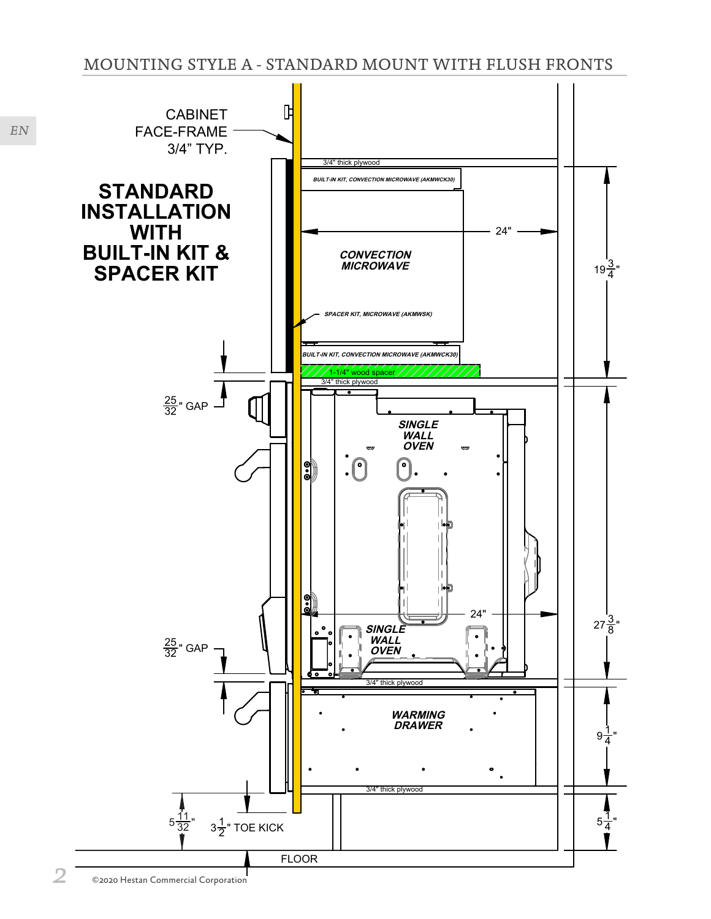# MOUNTING STYLE A - STANDARD MOUNT WITH FLUSH FRONTS

## STANDARD INSTALLATION WITH BUILT-IN KIT & SPACER KIT

CABINET FACE-FRAME 3/4" TYP.

3/4" thick plywood

BUILT-IN KIT, CONVECTION MICROWAVE (AKMWCK30)

CONVECTION MICROWAVE

24"

$19\frac{3}{4}$"

SPACER KIT, MICROWAVE (AKMWSK)

BUILT-IN KIT, CONVECTION MICROWAVE (AKMWCK30)

1-1/4" wood spacer

3/4" thick plywood

$\frac{25}{32}$" GAP

SINGLE WALL OVEN

24"

$27\frac{3}{8}$"

SINGLE WALL OVEN

$\frac{25}{32}$" GAP

3/4" thick plywood

WARMING DRAWER

$9\frac{1}{4}$"

3/4" thick plywood

$5\frac{11}{32}$"

$3\frac{1}{2}$" TOE KICK

$5\frac{1}{4}$"

FLOOR

©2020 Hestan Commercial Corporation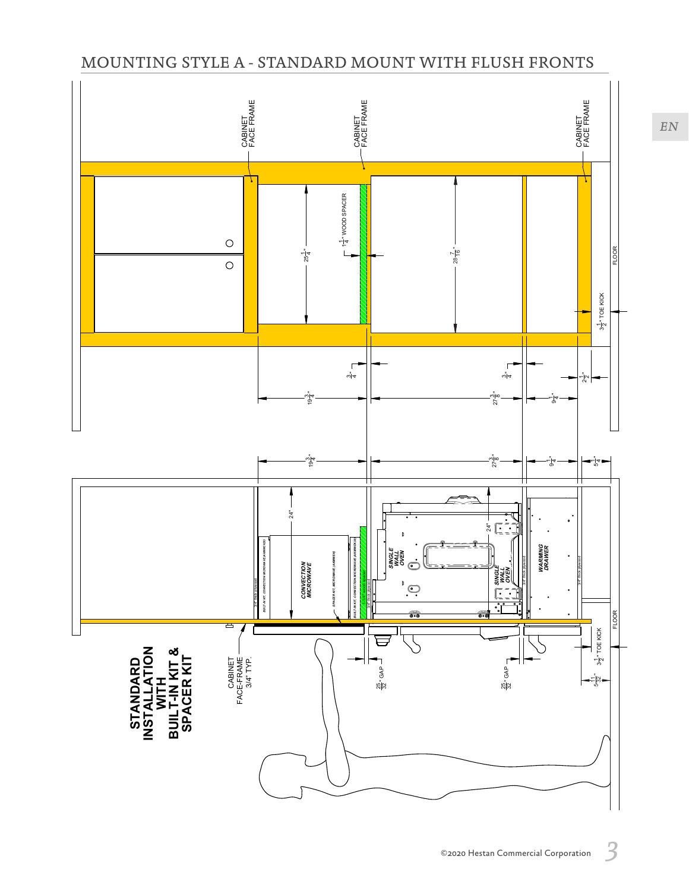# MOUNTING STYLE A - STANDARD MOUNT WITH FLUSH FRONTS

CABINET FACE FRAME

CABINET FACE FRAME

CABINET FACE FRAME

$25\frac{1}{4}$"

$1\frac{1}{4}$" WOOD SPACER

$28\frac{7}{16}$"

FLOOR

$3\frac{1}{2}$" TOE KICK

$\frac{3}{4}$"

$\frac{3}{4}$"

$2\frac{1}{2}$"

$19\frac{3}{4}$"

$27\frac{3}{8}$"

$9\frac{1}{4}$"

$19\frac{3}{4}$"

$27\frac{3}{8}$"

$9\frac{1}{4}$"

$5\frac{1}{4}$"

24"

24"

CONVECTION MICROWAVE

SINGLE WALL OVEN

SINGLE WALL OVEN

WARMING DRAWER

FLOOR

$3\frac{1}{2}$" TOE KICK

$5\frac{11}{32}$"

CABINET FACE-FRAME 3/4" TYP.

$\frac{25}{32}$" GAP

$\frac{25}{32}$" GAP

**STANDARD INSTALLATION WITH BUILT-IN KIT & SPACER KIT**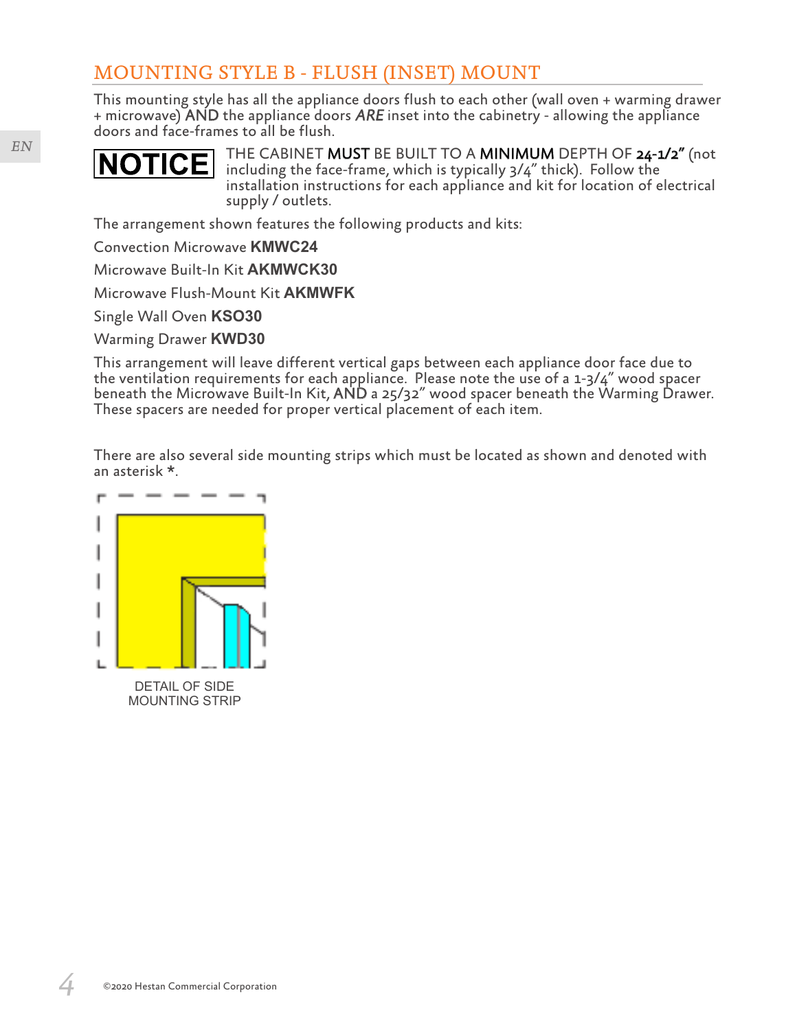## MOUNTING STYLE B - FLUSH (INSET) MOUNT

This mounting style has all the appliance doors flush to each other (wall oven + warming drawer + microwave) AND the appliance doors *ARE* inset into the cabinetry - allowing the appliance doors and face-frames to all be flush.

**NOTICE** THE CABINET **MUST** BE BUILT TO A **MINIMUM** DEPTH OF **24-1/2"** (not including the face-frame, which is typically 3/4" thick). Follow the installation instructions for each appliance and kit for location of electrical supply / outlets.

The arrangement shown features the following products and kits:

Convection Microwave **KMWC24**

Microwave Built-In Kit **AKMWCK30**

Microwave Flush-Mount Kit **AKMWFK**

Single Wall Oven **KSO30**

Warming Drawer **KWD30**

This arrangement will leave different vertical gaps between each appliance door face due to the ventilation requirements for each appliance. Please note the use of a 1-3/4" wood spacer beneath the Microwave Built-In Kit, AND a 25/32" wood spacer beneath the Warming Drawer. These spacers are needed for proper vertical placement of each item.

There are also several side mounting strips which must be located as shown and denoted with an asterisk *.

DETAIL OF SIDE MOUNTING STRIP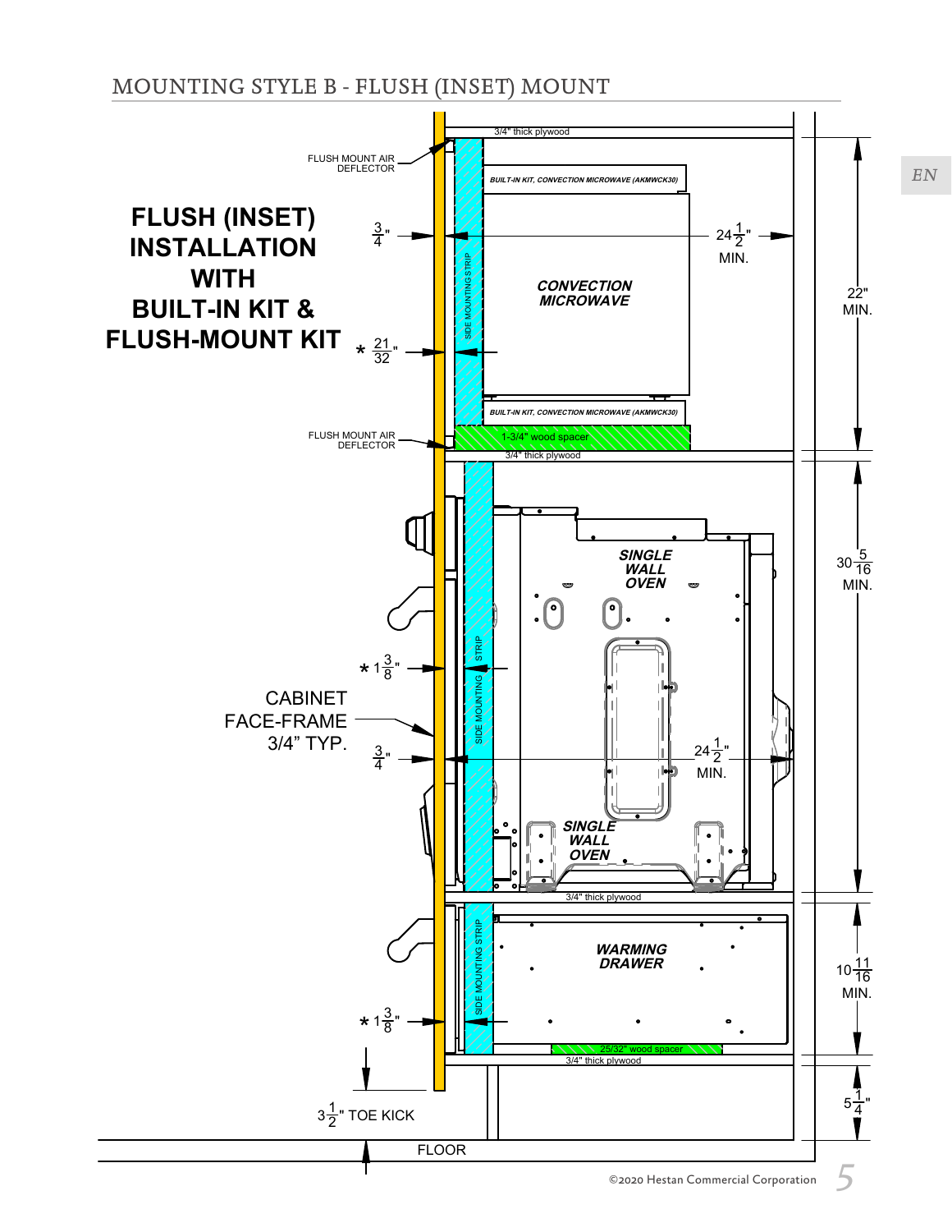## MOUNTING STYLE B - FLUSH (INSET) MOUNT

**FLUSH (INSET) INSTALLATION WITH BUILT-IN KIT & FLUSH-MOUNT KIT**

FLUSH MOUNT AIR DEFLECTOR

3/4" thick plywood

BUILT-IN KIT, CONVECTION MICROWAVE (AKMWCK30)

$\frac{3}{4}$"

SIDE MOUNTING STRIP

CONVECTION MICROWAVE

$24\frac{1}{2}$" MIN.

22" MIN.

* $\frac{21}{32}$"

BUILT-IN KIT, CONVECTION MICROWAVE (AKMWCK30)

FLUSH MOUNT AIR DEFLECTOR

1-3/4" wood spacer

3/4" thick plywood

SINGLE WALL OVEN

$30\frac{5}{16}$ MIN.

* $1\frac{3}{8}$"

SIDE MOUNTING STRIP

CABINET FACE-FRAME 3/4" TYP.

$\frac{3}{4}$"

$24\frac{1}{2}$" MIN.

SINGLE WALL OVEN

3/4" thick plywood

WARMING DRAWER

SIDE MOUNTING STRIP

$10\frac{11}{16}$ MIN.

* $1\frac{3}{8}$"

25/32" wood spacer

3/4" thick plywood

$5\frac{1}{4}$"

$3\frac{1}{2}$" TOE KICK

FLOOR

©2020 Hestan Commercial Corporation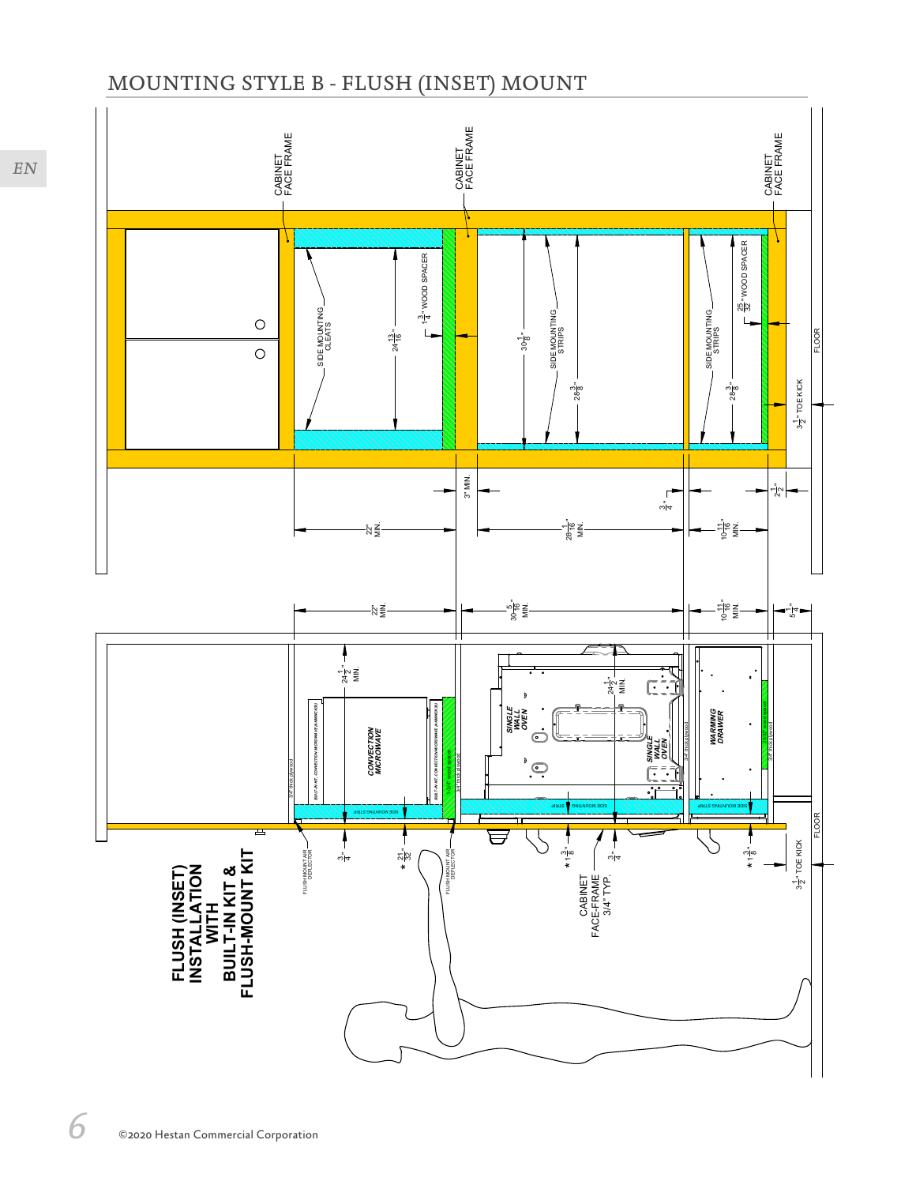# MOUNTING STYLE B - FLUSH (INSET) MOUNT

**FLUSH (INSET) INSTALLATION WITH BUILT-IN KIT & FLUSH-MOUNT KIT**

CABINET FACE FRAME

CABINET FACE FRAME

CABINET FACE FRAME

SIDE MOUNTING CLEATS

$24\frac{13}{16}$"

$1\frac{3}{4}$" WOOD SPACER

$30\frac{1}{8}$"

SIDE MOUNTING STRIPS

$28\frac{3}{8}$"

SIDE MOUNTING STRIPS

$\frac{25}{32}$" WOOD SPACER

$28\frac{3}{8}$"

FLOOR

$3\frac{1}{2}$" TOE KICK

3" MIN.

$\frac{3}{4}$"

$2\frac{1}{2}$"

22" MIN.

$28\frac{1}{16}$" MIN.

$10\frac{11}{16}$" MIN.

22" MIN.

$30\frac{5}{16}$" MIN.

$10\frac{11}{16}$" MIN.

$5\frac{1}{4}$"

$24\frac{1}{2}$" MIN.

CONVECTION MICROWAVE

$24\frac{1}{2}$" MIN.

SINGLE WALL OVEN

SINGLE WALL OVEN

WARMING DRAWER

SIDE MOUNTING STRIP

FLOOR

FLUSH MOUNT AIR DEFLECTOR

$\frac{3}{4}$"

* $\frac{21}{32}$"

FLUSH MOUNT AIR DEFLECTOR

* $1\frac{3}{8}$"

$\frac{3}{4}$"

CABINET FACE-FRAME 3/4" TYP.

* $1\frac{3}{8}$"

$3\frac{1}{2}$" TOE KICK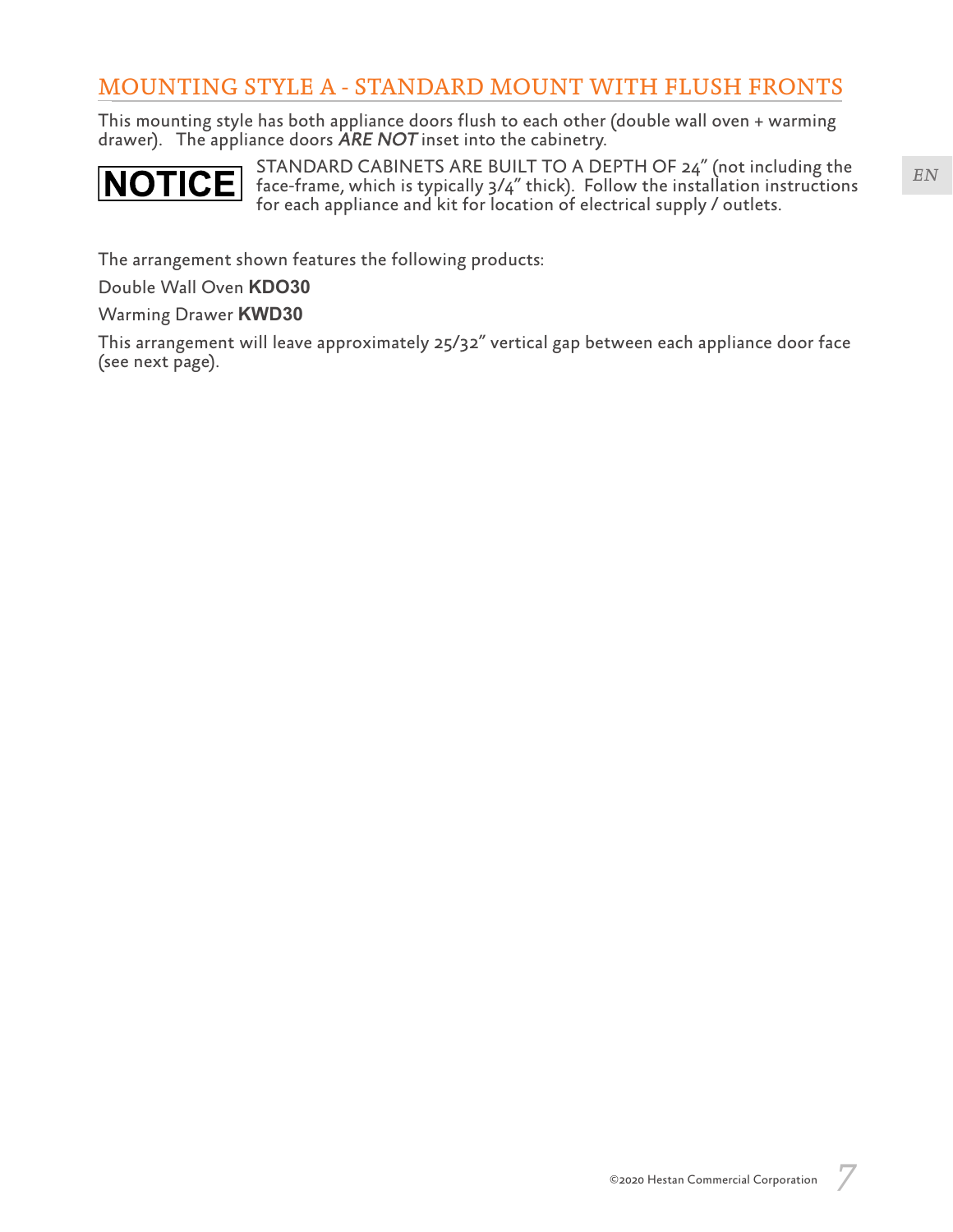## MOUNTING STYLE A - STANDARD MOUNT WITH FLUSH FRONTS

This mounting style has both appliance doors flush to each other (double wall oven + warming drawer). The appliance doors ***ARE NOT*** inset into the cabinetry.

**NOTICE** STANDARD CABINETS ARE BUILT TO A DEPTH OF 24" (not including the face-frame, which is typically 3/4" thick). Follow the installation instructions for each appliance and kit for location of electrical supply / outlets.

The arrangement shown features the following products:

Double Wall Oven **KDO30**

Warming Drawer **KWD30**

This arrangement will leave approximately 25/32" vertical gap between each appliance door face (see next page).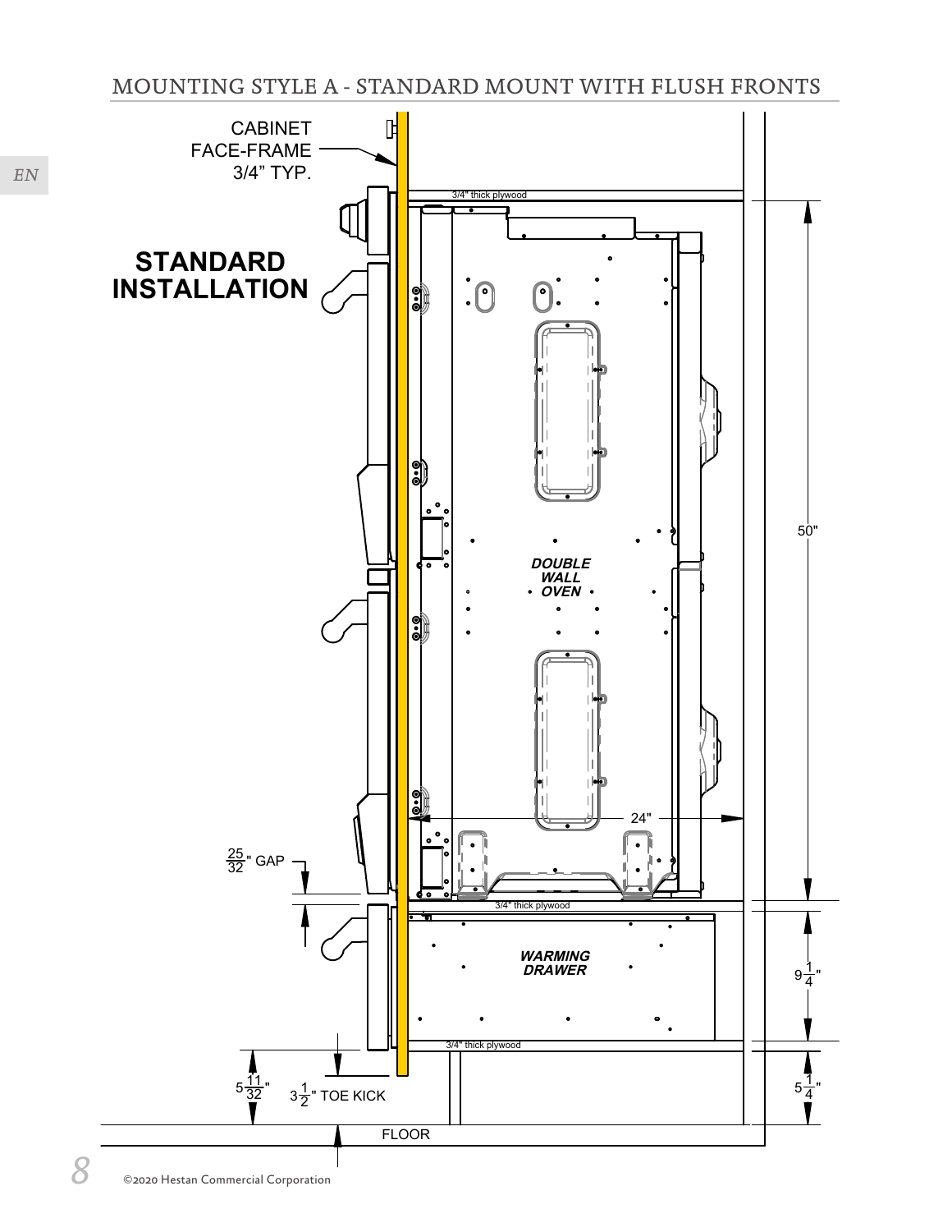# MOUNTING STYLE A - STANDARD MOUNT WITH FLUSH FRONTS

**STANDARD INSTALLATION**

CABINET FACE-FRAME 3/4" TYP.

3/4" thick plywood

*DOUBLE WALL OVEN*

50"

24"

$\frac{25}{32}$" GAP

3/4" thick plywood

*WARMING DRAWER*

$9\frac{1}{4}$"

3/4" thick plywood

$5\frac{11}{32}$"

$3\frac{1}{2}$" TOE KICK

$5\frac{1}{4}$"

FLOOR

©2020 Hestan Commercial Corporation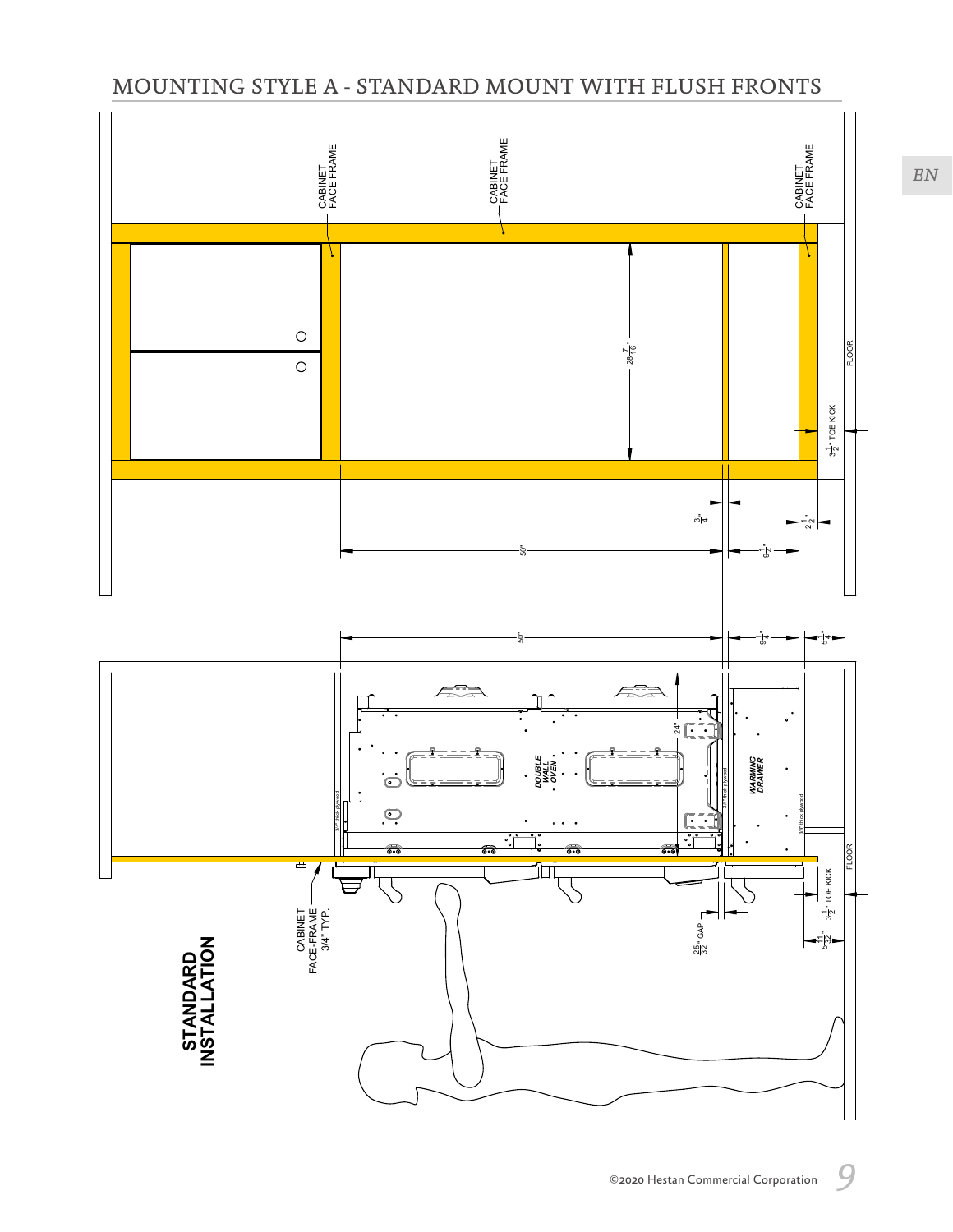# MOUNTING STYLE A - STANDARD MOUNT WITH FLUSH FRONTS

CABINET FACE FRAME

CABINET FACE FRAME

CABINET FACE FRAME

28 7/16"

FLOOR

3 1/2" TOE KICK

3/4"

2 1/2"

50"

9 1/4"

50"

9 1/4"

5 1/4"

24"

DOUBLE WALL OVEN

WARMING DRAWER

3/4" thick plywood

3/4" thick plywood

3/4" thick plywood

FLOOR

3 1/2" TOE KICK

CABINET FACE-FRAME 3/4" TYP.

25/32" GAP

5 11/32"

**STANDARD INSTALLATION**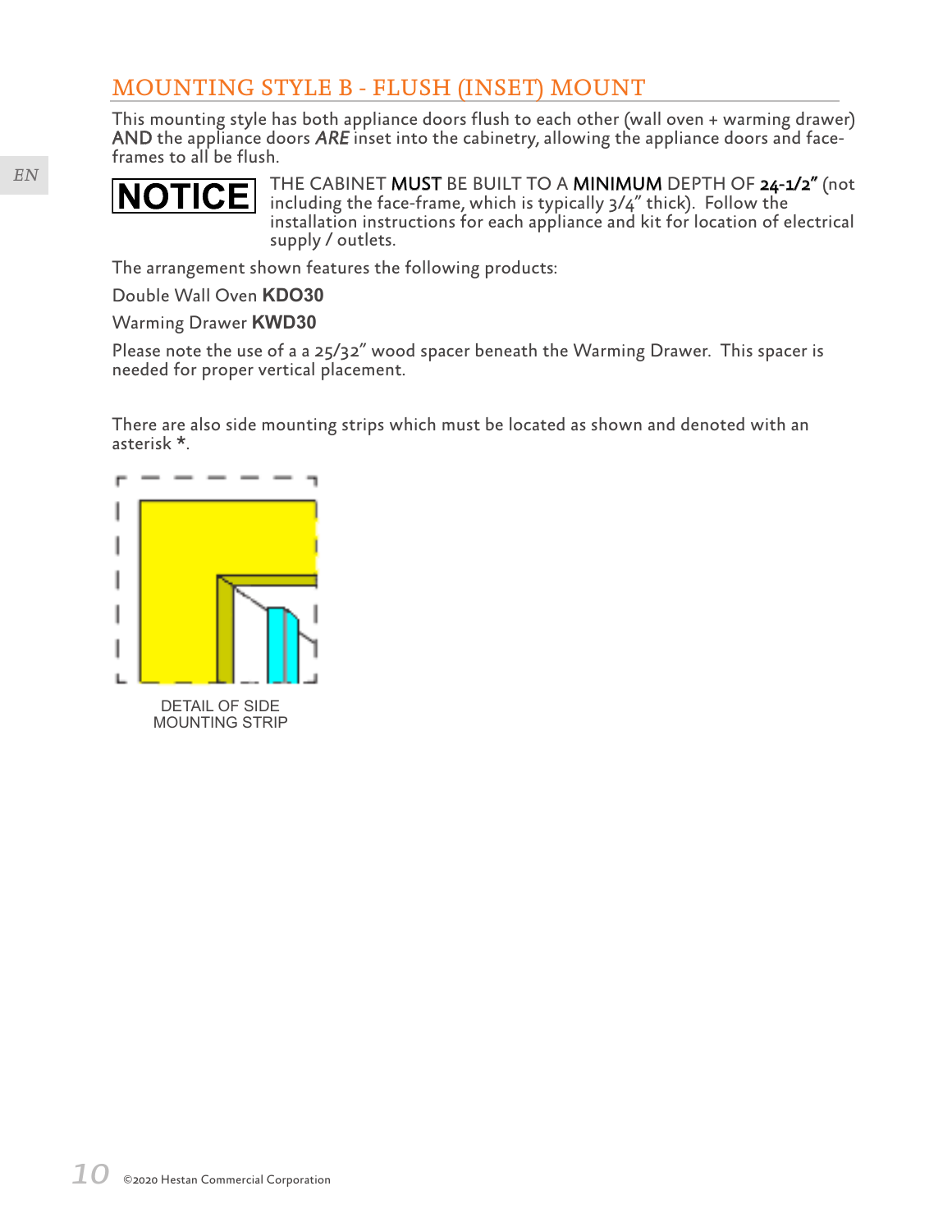## MOUNTING STYLE B - FLUSH (INSET) MOUNT

This mounting style has both appliance doors flush to each other (wall oven + warming drawer) **AND** the appliance doors ***ARE*** inset into the cabinetry, allowing the appliance doors and face-frames to all be flush.

**NOTICE** THE CABINET **MUST** BE BUILT TO A **MINIMUM** DEPTH OF **24-1/2"** (not including the face-frame, which is typically 3/4" thick). Follow the installation instructions for each appliance and kit for location of electrical supply / outlets.

The arrangement shown features the following products:

Double Wall Oven **KDO30**

Warming Drawer **KWD30**

Please note the use of a a 25/32" wood spacer beneath the Warming Drawer. This spacer is needed for proper vertical placement.

There are also side mounting strips which must be located as shown and denoted with an asterisk *.

DETAIL OF SIDE MOUNTING STRIP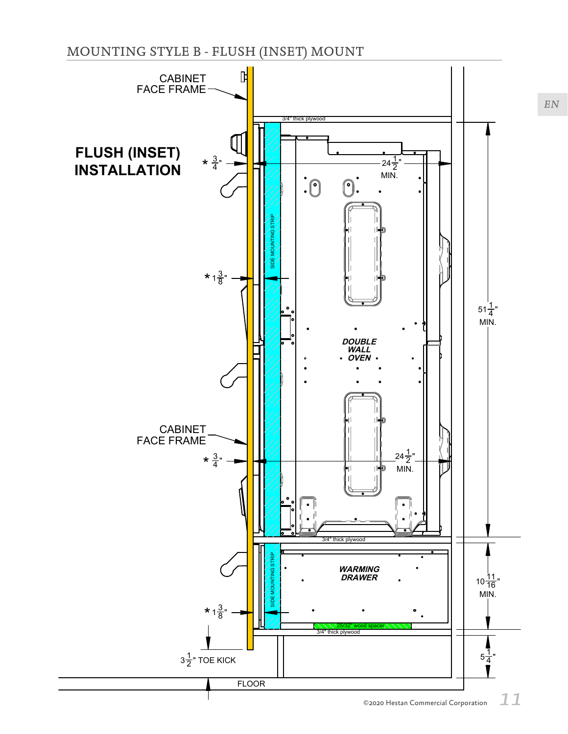## MOUNTING STYLE B - FLUSH (INSET) MOUNT

CABINET FACE FRAME

**FLUSH (INSET) INSTALLATION**

3/4" thick plywood

* 3/4"

24 1/2" MIN.

SIDE MOUNTING STRIP

* 1 3/8"

51 1/4" MIN.

***DOUBLE WALL OVEN***

CABINET FACE FRAME

* 3/4"

24 1/2" MIN.

3/4" thick plywood

SIDE MOUNTING STRIP

***WARMING DRAWER***

10 11/16" MIN.

* 1 3/8"

25/32" wood spacer

3/4" thick plywood

3 1/2" TOE KICK

5 1/4"

FLOOR

©2020 Hestan Commercial Corporation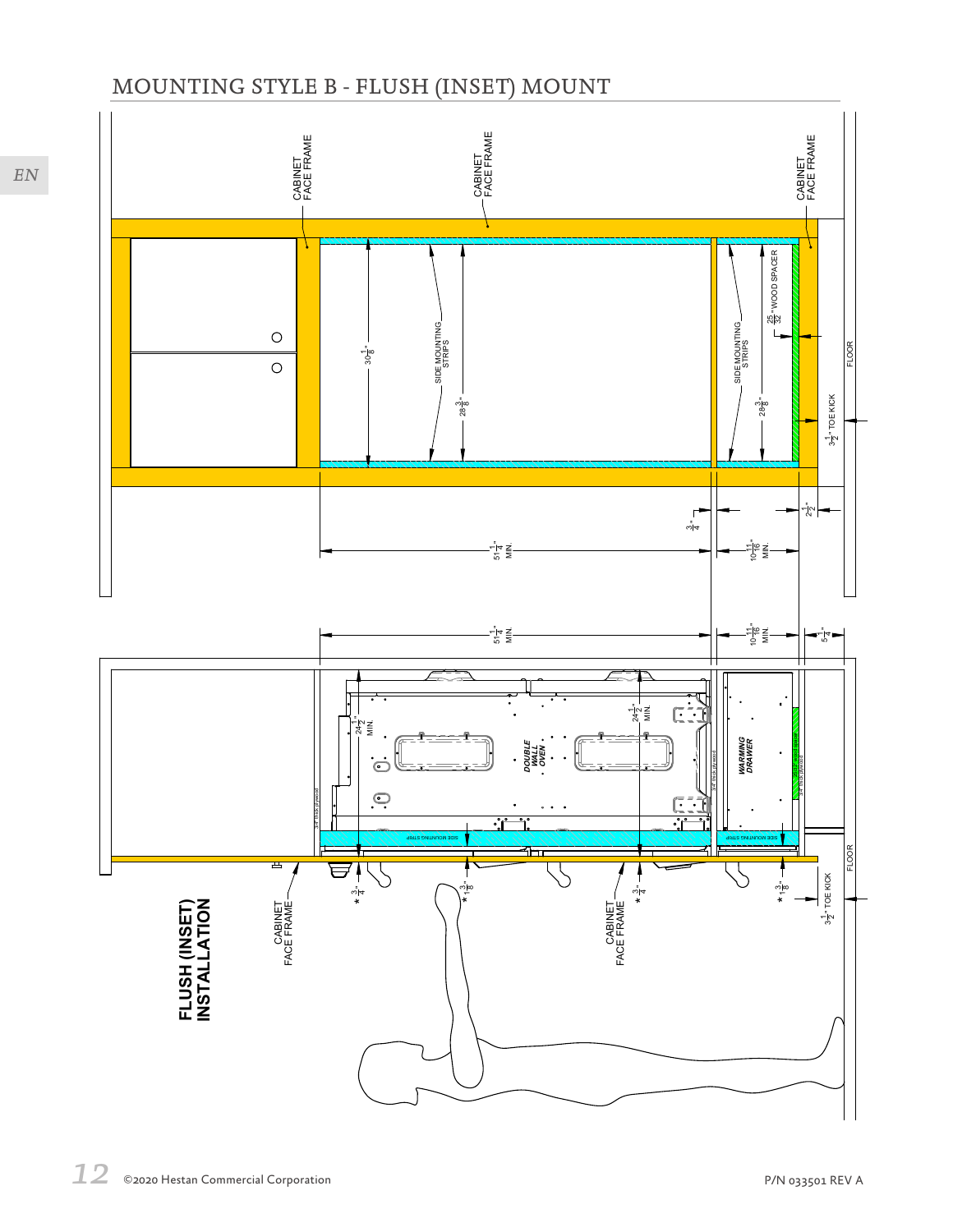# MOUNTING STYLE B - FLUSH (INSET) MOUNT

CABINET FACE FRAME

CABINET FACE FRAME

CABINET FACE FRAME

30 1/8"

SIDE MOUNTING STRIPS

28 3/8"

SIDE MOUNTING STRIPS

28 3/8"

25/32" WOOD SPACER

3 1/2" TOE KICK

FLOOR

3/4"

2 1/2"

51 1/4" MIN.

10 11/16" MIN.

51 1/4" MIN.

10 11/16" MIN.

5 1/4"

24 1/2" MIN.

24 1/2" MIN.

DOUBLE WALL OVEN

WARMING DRAWER

3/4" thick plywood

SIDE MOUNTING STRIP

SIDE MOUNTING STRIP

FLOOR

3 1/2" TOE KICK

* 3/4"

* 1 3/8"

* 3/4"

* 1 3/8"

CABINET FACE FRAME

CABINET FACE FRAME

FLUSH (INSET) INSTALLATION